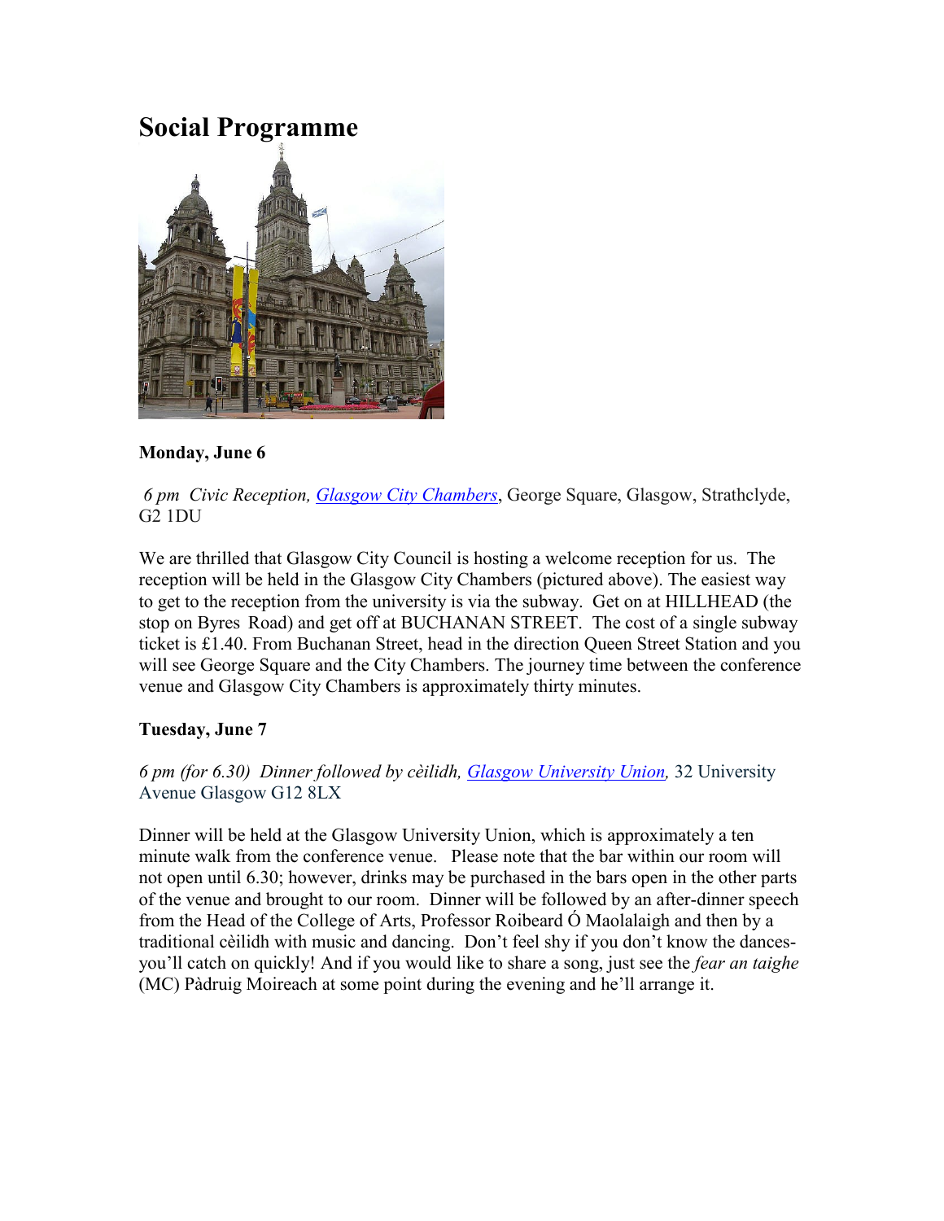# Social Programme

**Monday, June 6**

*6 pm Civic Reception, Glasgow City Chambers*, George Square, Glasgow, Strathclyde, G2 1DU

We are thrilled that Glasgow City Council is hosting a welcome reception for us. The reception will be held in the Glasgow City Chambers (pictured above). The easiest way to get to the reception from the university is via the subway. Get on at HILLHEAD (the stop on Byres Road) and get off at BUCHANAN STREET. The cost of a single subway ticket is £1.40. From Buchanan Street, head in the direction Queen Street Station and you will see George Square and the City Chambers. The journey time between the conference venue and Glasgow City Chambers is approximately thirty minutes.

**Tuesday, June 7**

*6 pm (for 6.30) Dinner followed by cèilidh, Glasgow University Union*, 32 University Avenue Glasgow G12 8LX

Dinner will be held at the Glasgow University Union, which is approximately a ten minute walk from the conference venue. Please note that the bar within our room will not open until 6.30; however, drinks may be purchased in the bars open in the other parts of the venue and brought to our room. Dinner will be followed by an after-dinner speech from the Head of the College of Arts, Professor Roibeard Ó Maolalaigh and then by a traditional cèilidh with music and dancing. Don't feel shy if you don't know the dances- you'll catch on quickly! And if you would like to share a song, just see the *fear an taighe* (MC) Pàdruig Moireach at some point during the evening and he'll arrange it.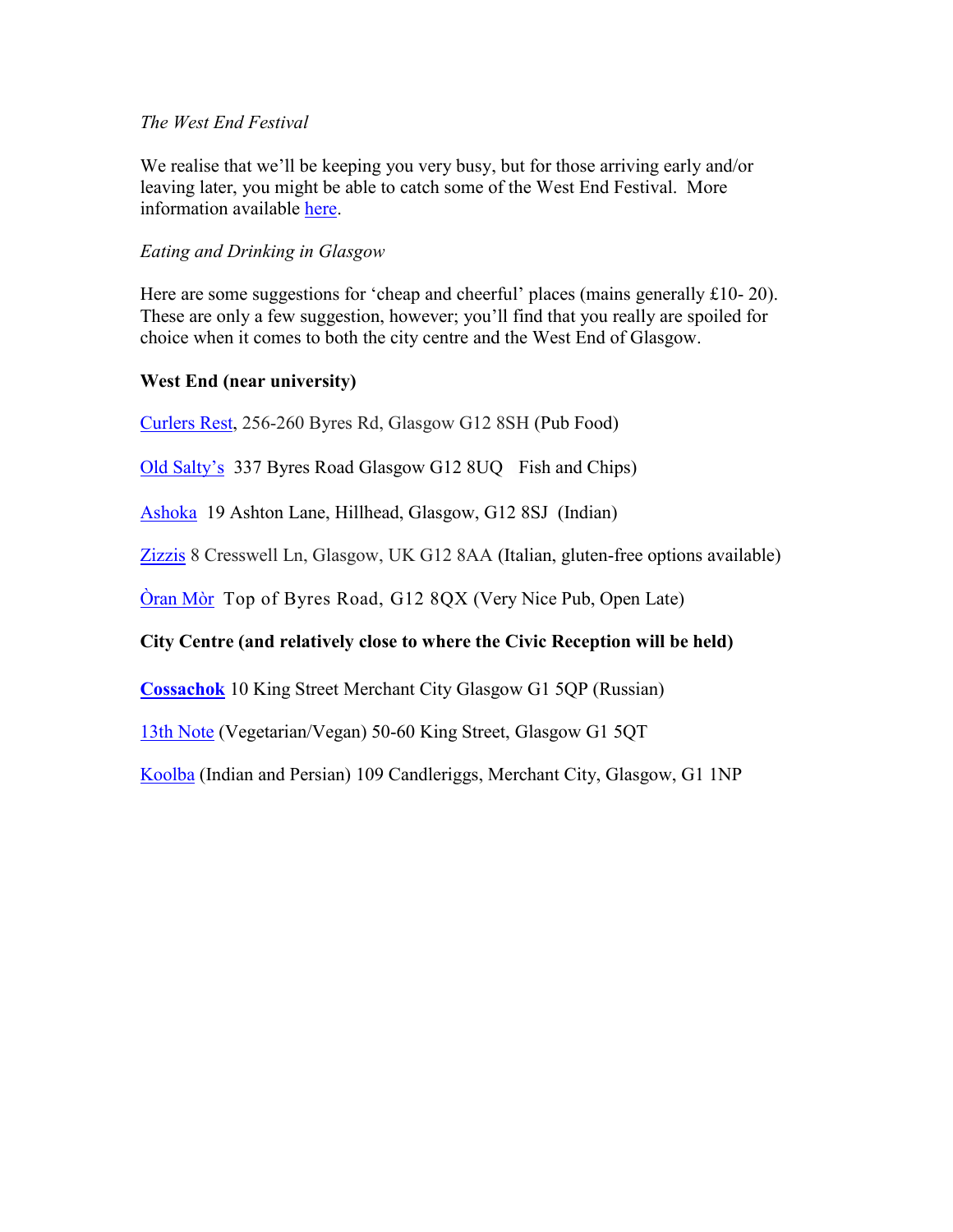*The West End Festival*

We realise that we'll be keeping you very busy, but for those arriving early and/or leaving later, you might be able to catch some of the West End Festival. More information available here.

*Eating and Drinking in Glasgow*

Here are some suggestions for 'cheap and cheerful' places (mains generally £10- 20). These are only a few suggestion, however; you'll find that you really are spoiled for choice when it comes to both the city centre and the West End of Glasgow.

**West End (near university)**

Curlers Rest, 256-260 Byres Rd, Glasgow G12 8SH (Pub Food)

Old Salty's 337 Byres Road Glasgow G12 8UQ Fish and Chips)

Ashoka 19 Ashton Lane, Hillhead, Glasgow, G12 8SJ (Indian)

Zizzis 8 Cresswell Ln, Glasgow, UK G12 8AA (Italian, gluten-free options available)

Òran Mòr Top of Byres Road, G12 8QX (Very Nice Pub, Open Late)

**City Centre (and relatively close to where the Civic Reception will be held)**

**Cossachok** 10 King Street Merchant City Glasgow G1 5QP (Russian)

13th Note (Vegetarian/Vegan) 50-60 King Street, Glasgow G1 5QT

Koolba (Indian and Persian) 109 Candleriggs, Merchant City, Glasgow, G1 1NP